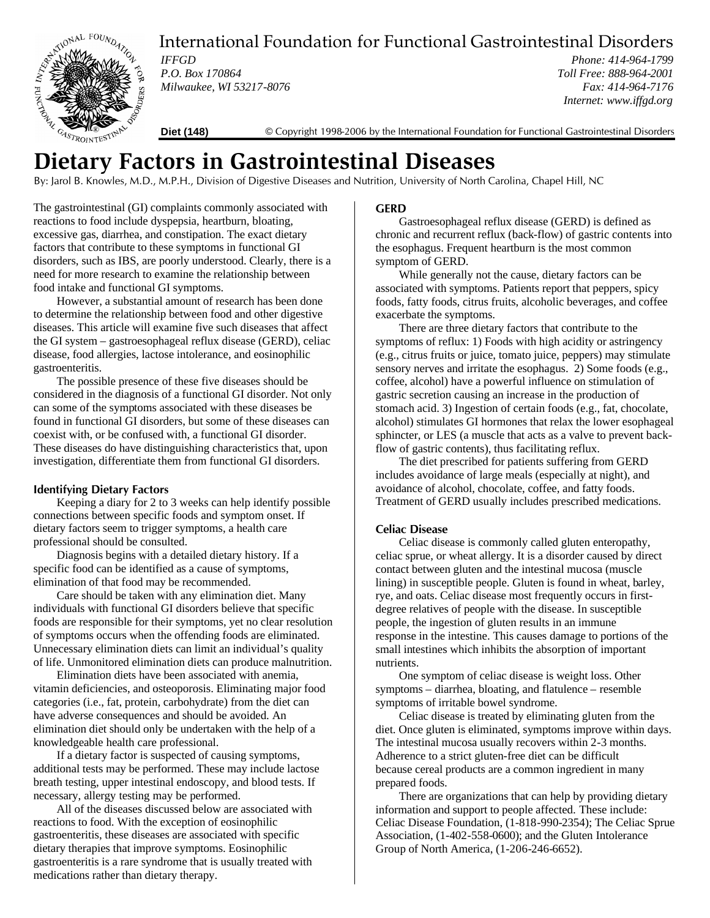International Foundation for Functional Gastrointestinal Disorders

*IFFGD*
*P.O. Box 170864*
*Milwaukee, WI 53217-8076*

*Phone: 414-964-1799*
*Toll Free: 888-964-2001*
*Fax: 414-964-7176*
*Internet: www.iffgd.org*

**Diet (148)** © Copyright 1998-2006 by the International Foundation for Functional Gastrointestinal Disorders

# Dietary Factors in Gastrointestinal Diseases

By: Jarol B. Knowles, M.D., M.P.H., Division of Digestive Diseases and Nutrition, University of North Carolina, Chapel Hill, NC

The gastrointestinal (GI) complaints commonly associated with reactions to food include dyspepsia, heartburn, bloating, excessive gas, diarrhea, and constipation. The exact dietary factors that contribute to these symptoms in functional GI disorders, such as IBS, are poorly understood. Clearly, there is a need for more research to examine the relationship between food intake and functional GI symptoms.

However, a substantial amount of research has been done to determine the relationship between food and other digestive diseases. This article will examine five such diseases that affect the GI system – gastroesophageal reflux disease (GERD), celiac disease, food allergies, lactose intolerance, and eosinophilic gastroenteritis.

The possible presence of these five diseases should be considered in the diagnosis of a functional GI disorder. Not only can some of the symptoms associated with these diseases be found in functional GI disorders, but some of these diseases can coexist with, or be confused with, a functional GI disorder. These diseases do have distinguishing characteristics that, upon investigation, differentiate them from functional GI disorders.

### Identifying Dietary Factors

Keeping a diary for 2 to 3 weeks can help identify possible connections between specific foods and symptom onset. If dietary factors seem to trigger symptoms, a health care professional should be consulted.

Diagnosis begins with a detailed dietary history. If a specific food can be identified as a cause of symptoms, elimination of that food may be recommended.

Care should be taken with any elimination diet. Many individuals with functional GI disorders believe that specific foods are responsible for their symptoms, yet no clear resolution of symptoms occurs when the offending foods are eliminated. Unnecessary elimination diets can limit an individual's quality of life. Unmonitored elimination diets can produce malnutrition.

Elimination diets have been associated with anemia, vitamin deficiencies, and osteoporosis. Eliminating major food categories (i.e., fat, protein, carbohydrate) from the diet can have adverse consequences and should be avoided. An elimination diet should only be undertaken with the help of a knowledgeable health care professional.

If a dietary factor is suspected of causing symptoms, additional tests may be performed. These may include lactose breath testing, upper intestinal endoscopy, and blood tests. If necessary, allergy testing may be performed.

All of the diseases discussed below are associated with reactions to food. With the exception of eosinophilic gastroenteritis, these diseases are associated with specific dietary therapies that improve symptoms. Eosinophilic gastroenteritis is a rare syndrome that is usually treated with medications rather than dietary therapy.

### GERD

Gastroesophageal reflux disease (GERD) is defined as chronic and recurrent reflux (back-flow) of gastric contents into the esophagus. Frequent heartburn is the most common symptom of GERD.

While generally not the cause, dietary factors can be associated with symptoms. Patients report that peppers, spicy foods, fatty foods, citrus fruits, alcoholic beverages, and coffee exacerbate the symptoms.

There are three dietary factors that contribute to the symptoms of reflux: 1) Foods with high acidity or astringency (e.g., citrus fruits or juice, tomato juice, peppers) may stimulate sensory nerves and irritate the esophagus. 2) Some foods (e.g., coffee, alcohol) have a powerful influence on stimulation of gastric secretion causing an increase in the production of stomach acid. 3) Ingestion of certain foods (e.g., fat, chocolate, alcohol) stimulates GI hormones that relax the lower esophageal sphincter, or LES (a muscle that acts as a valve to prevent back-flow of gastric contents), thus facilitating reflux.

The diet prescribed for patients suffering from GERD includes avoidance of large meals (especially at night), and avoidance of alcohol, chocolate, coffee, and fatty foods. Treatment of GERD usually includes prescribed medications.

### Celiac Disease

Celiac disease is commonly called gluten enteropathy, celiac sprue, or wheat allergy. It is a disorder caused by direct contact between gluten and the intestinal mucosa (muscle lining) in susceptible people. Gluten is found in wheat, barley, rye, and oats. Celiac disease most frequently occurs in first-degree relatives of people with the disease. In susceptible people, the ingestion of gluten results in an immune response in the intestine. This causes damage to portions of the small intestines which inhibits the absorption of important nutrients.

One symptom of celiac disease is weight loss. Other symptoms – diarrhea, bloating, and flatulence – resemble symptoms of irritable bowel syndrome.

Celiac disease is treated by eliminating gluten from the diet. Once gluten is eliminated, symptoms improve within days. The intestinal mucosa usually recovers within 2-3 months. Adherence to a strict gluten-free diet can be difficult because cereal products are a common ingredient in many prepared foods.

There are organizations that can help by providing dietary information and support to people affected. These include: Celiac Disease Foundation, (1-818-990-2354); The Celiac Sprue Association, (1-402-558-0600); and the Gluten Intolerance Group of North America, (1-206-246-6652).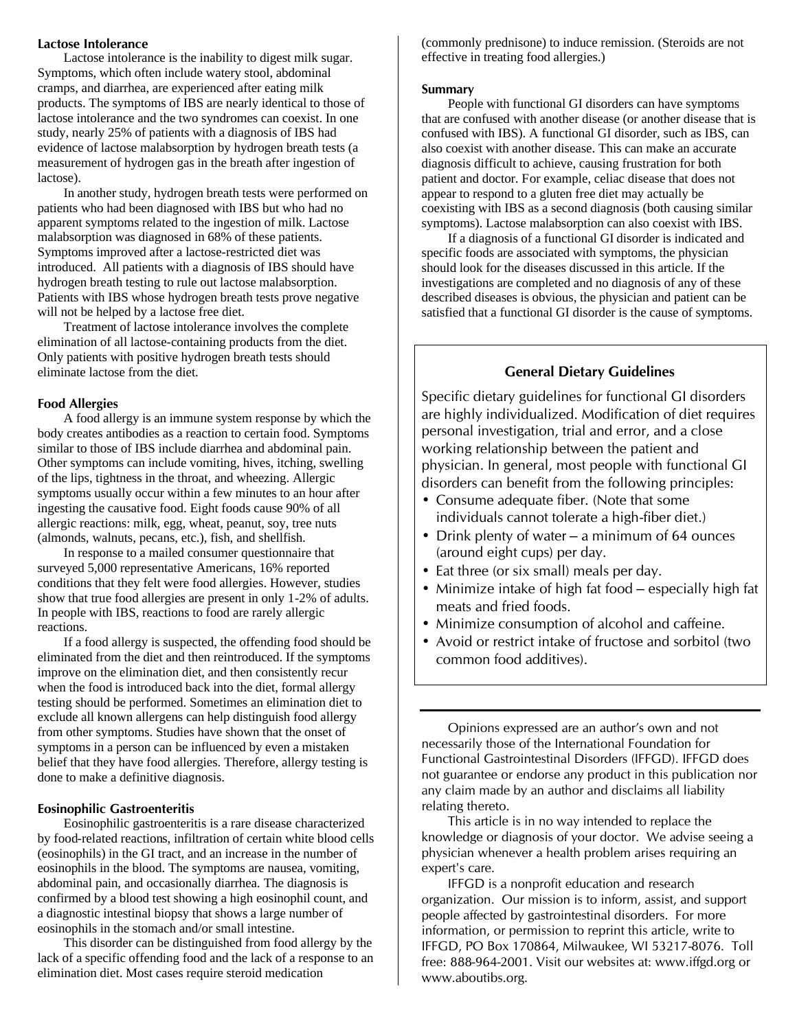### Lactose Intolerance

Lactose intolerance is the inability to digest milk sugar. Symptoms, which often include watery stool, abdominal cramps, and diarrhea, are experienced after eating milk products. The symptoms of IBS are nearly identical to those of lactose intolerance and the two syndromes can coexist. In one study, nearly 25% of patients with a diagnosis of IBS had evidence of lactose malabsorption by hydrogen breath tests (a measurement of hydrogen gas in the breath after ingestion of lactose).

In another study, hydrogen breath tests were performed on patients who had been diagnosed with IBS but who had no apparent symptoms related to the ingestion of milk. Lactose malabsorption was diagnosed in 68% of these patients. Symptoms improved after a lactose-restricted diet was introduced. All patients with a diagnosis of IBS should have hydrogen breath testing to rule out lactose malabsorption. Patients with IBS whose hydrogen breath tests prove negative will not be helped by a lactose free diet.

Treatment of lactose intolerance involves the complete elimination of all lactose-containing products from the diet. Only patients with positive hydrogen breath tests should eliminate lactose from the diet.

### Food Allergies

A food allergy is an immune system response by which the body creates antibodies as a reaction to certain food. Symptoms similar to those of IBS include diarrhea and abdominal pain. Other symptoms can include vomiting, hives, itching, swelling of the lips, tightness in the throat, and wheezing. Allergic symptoms usually occur within a few minutes to an hour after ingesting the causative food. Eight foods cause 90% of all allergic reactions: milk, egg, wheat, peanut, soy, tree nuts (almonds, walnuts, pecans, etc.), fish, and shellfish.

In response to a mailed consumer questionnaire that surveyed 5,000 representative Americans, 16% reported conditions that they felt were food allergies. However, studies show that true food allergies are present in only 1-2% of adults. In people with IBS, reactions to food are rarely allergic reactions.

If a food allergy is suspected, the offending food should be eliminated from the diet and then reintroduced. If the symptoms improve on the elimination diet, and then consistently recur when the food is introduced back into the diet, formal allergy testing should be performed. Sometimes an elimination diet to exclude all known allergens can help distinguish food allergy from other symptoms. Studies have shown that the onset of symptoms in a person can be influenced by even a mistaken belief that they have food allergies. Therefore, allergy testing is done to make a definitive diagnosis.

### Eosinophilic Gastroenteritis

Eosinophilic gastroenteritis is a rare disease characterized by food-related reactions, infiltration of certain white blood cells (eosinophils) in the GI tract, and an increase in the number of eosinophils in the blood. The symptoms are nausea, vomiting, abdominal pain, and occasionally diarrhea. The diagnosis is confirmed by a blood test showing a high eosinophil count, and a diagnostic intestinal biopsy that shows a large number of eosinophils in the stomach and/or small intestine.

This disorder can be distinguished from food allergy by the lack of a specific offending food and the lack of a response to an elimination diet. Most cases require steroid medication (commonly prednisone) to induce remission. (Steroids are not effective in treating food allergies.)

### Summary

People with functional GI disorders can have symptoms that are confused with another disease (or another disease that is confused with IBS). A functional GI disorder, such as IBS, can also coexist with another disease. This can make an accurate diagnosis difficult to achieve, causing frustration for both patient and doctor. For example, celiac disease that does not appear to respond to a gluten free diet may actually be coexisting with IBS as a second diagnosis (both causing similar symptoms). Lactose malabsorption can also coexist with IBS.

If a diagnosis of a functional GI disorder is indicated and specific foods are associated with symptoms, the physician should look for the diseases discussed in this article. If the investigations are completed and no diagnosis of any of these described diseases is obvious, the physician and patient can be satisfied that a functional GI disorder is the cause of symptoms.

### General Dietary Guidelines

Specific dietary guidelines for functional GI disorders are highly individualized. Modification of diet requires personal investigation, trial and error, and a close working relationship between the patient and physician. In general, most people with functional GI disorders can benefit from the following principles:

- Consume adequate fiber. (Note that some individuals cannot tolerate a high-fiber diet.)
- Drink plenty of water – a minimum of 64 ounces (around eight cups) per day.
- Eat three (or six small) meals per day.
- Minimize intake of high fat food – especially high fat meats and fried foods.
- Minimize consumption of alcohol and caffeine.
- Avoid or restrict intake of fructose and sorbitol (two common food additives).

---

Opinions expressed are an author's own and not necessarily those of the International Foundation for Functional Gastrointestinal Disorders (IFFGD). IFFGD does not guarantee or endorse any product in this publication nor any claim made by an author and disclaims all liability relating thereto.

This article is in no way intended to replace the knowledge or diagnosis of your doctor. We advise seeing a physician whenever a health problem arises requiring an expert's care.

IFFGD is a nonprofit education and research organization. Our mission is to inform, assist, and support people affected by gastrointestinal disorders. For more information, or permission to reprint this article, write to IFFGD, PO Box 170864, Milwaukee, WI 53217-8076. Toll free: 888-964-2001. Visit our websites at: www.iffgd.org or www.aboutibs.org.